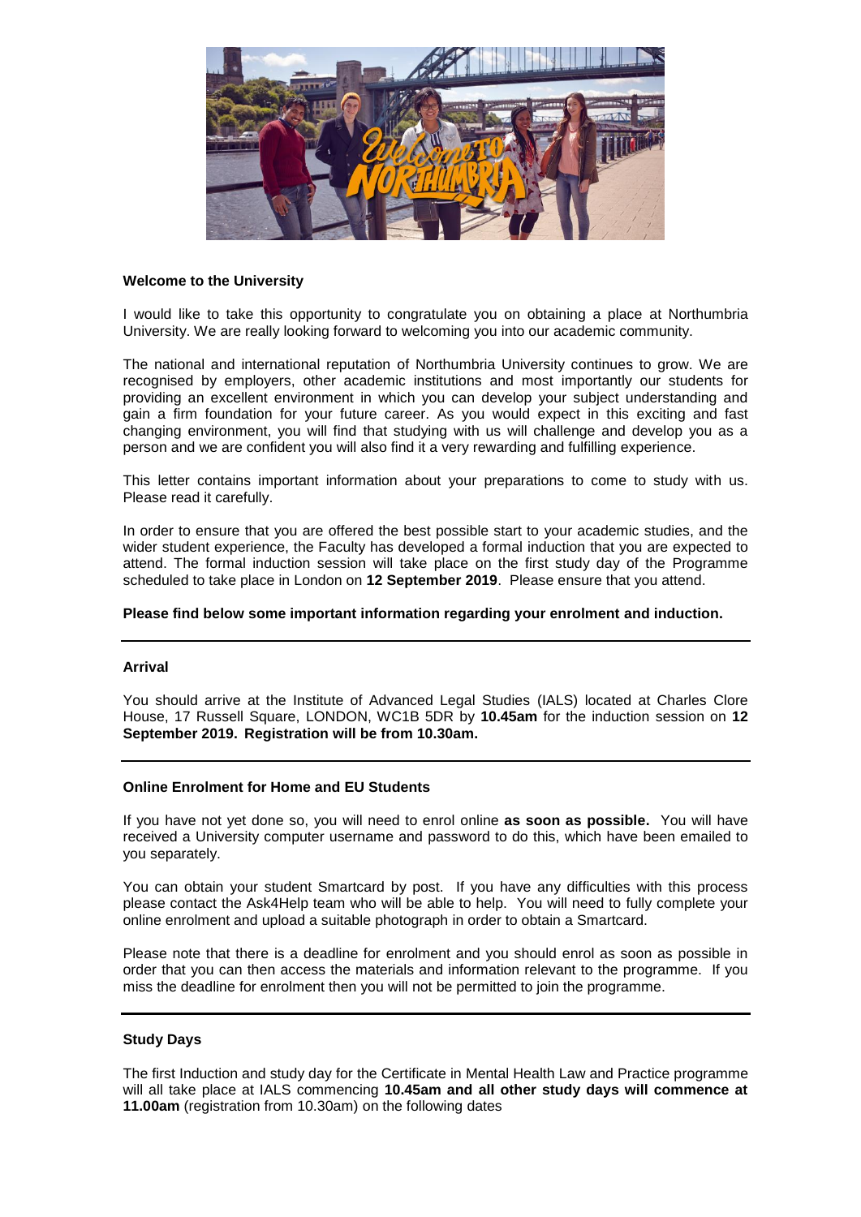### Welcome to the University

I would like to take this opportunity to congratulate you on obtaining a place at Northumbria University. We are really looking forward to welcoming you into our academic community.

The national and international reputation of Northumbria University continues to grow. We are recognised by employers, other academic institutions and most importantly our students for providing an excellent environment in which you can develop your subject understanding and gain a firm foundation for your future career. As you would expect in this exciting and fast changing environment, you will find that studying with us will challenge and develop you as a person and we are confident you will also find it a very rewarding and fulfilling experience.

This letter contains important information about your preparations to come to study with us. Please read it carefully.

In order to ensure that you are offered the best possible start to your academic studies, and the wider student experience, the Faculty has developed a formal induction that you are expected to attend. The formal induction session will take place on the first study day of the Programme scheduled to take place in London on **12 September 2019**. Please ensure that you attend.

**Please find below some important information regarding your enrolment and induction.**

---

### Arrival

You should arrive at the Institute of Advanced Legal Studies (IALS) located at Charles Clore House, 17 Russell Square, LONDON, WC1B 5DR by **10.45am** for the induction session on **12 September 2019. Registration will be from 10.30am.**

---

### Online Enrolment for Home and EU Students

If you have not yet done so, you will need to enrol online **as soon as possible.** You will have received a University computer username and password to do this, which have been emailed to you separately.

You can obtain your student Smartcard by post. If you have any difficulties with this process please contact the Ask4Help team who will be able to help. You will need to fully complete your online enrolment and upload a suitable photograph in order to obtain a Smartcard.

Please note that there is a deadline for enrolment and you should enrol as soon as possible in order that you can then access the materials and information relevant to the programme. If you miss the deadline for enrolment then you will not be permitted to join the programme.

---

### Study Days

The first Induction and study day for the Certificate in Mental Health Law and Practice programme will all take place at IALS commencing **10.45am and all other study days will commence at 11.00am** (registration from 10.30am) on the following dates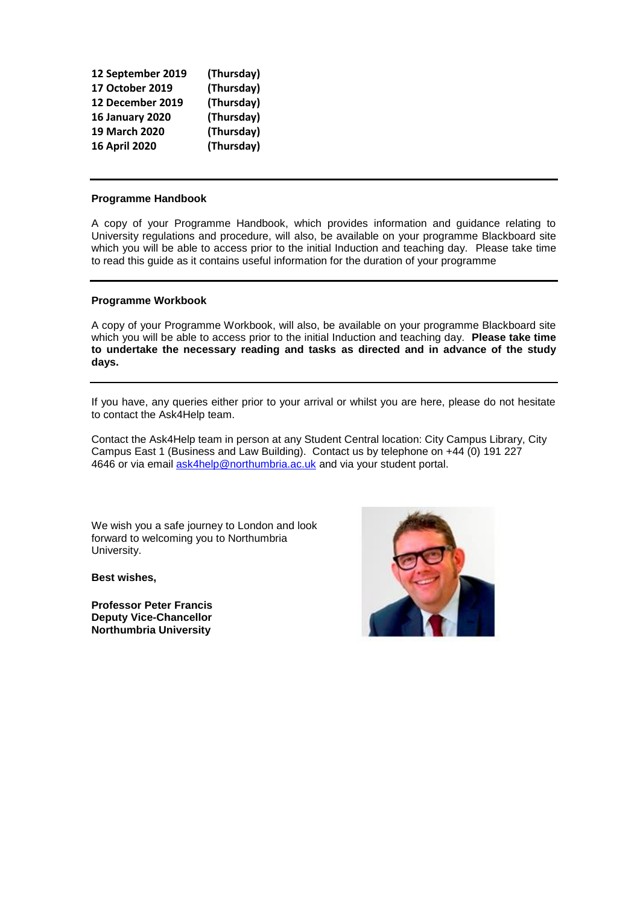| | |
|---|---|
| **12 September 2019** | **(Thursday)** |
| **17 October 2019** | **(Thursday)** |
| **12 December 2019** | **(Thursday)** |
| **16 January 2020** | **(Thursday)** |
| **19 March 2020** | **(Thursday)** |
| **16 April 2020** | **(Thursday)** |

---

**Programme Handbook**

A copy of your Programme Handbook, which provides information and guidance relating to University regulations and procedure, will also, be available on your programme Blackboard site which you will be able to access prior to the initial Induction and teaching day. Please take time to read this guide as it contains useful information for the duration of your programme

---

**Programme Workbook**

A copy of your Programme Workbook, will also, be available on your programme Blackboard site which you will be able to access prior to the initial Induction and teaching day. **Please take time to undertake the necessary reading and tasks as directed and in advance of the study days.**

---

If you have, any queries either prior to your arrival or whilst you are here, please do not hesitate to contact the Ask4Help team.

Contact the Ask4Help team in person at any Student Central location: City Campus Library, City Campus East 1 (Business and Law Building). Contact us by telephone on +44 (0) 191 227 4646 or via email [ask4help@northumbria.ac.uk](mailto:ask4help@northumbria.ac.uk) and via your student portal.

We wish you a safe journey to London and look forward to welcoming you to Northumbria University.

**Best wishes,**

**Professor Peter Francis**
**Deputy Vice-Chancellor**
**Northumbria University**